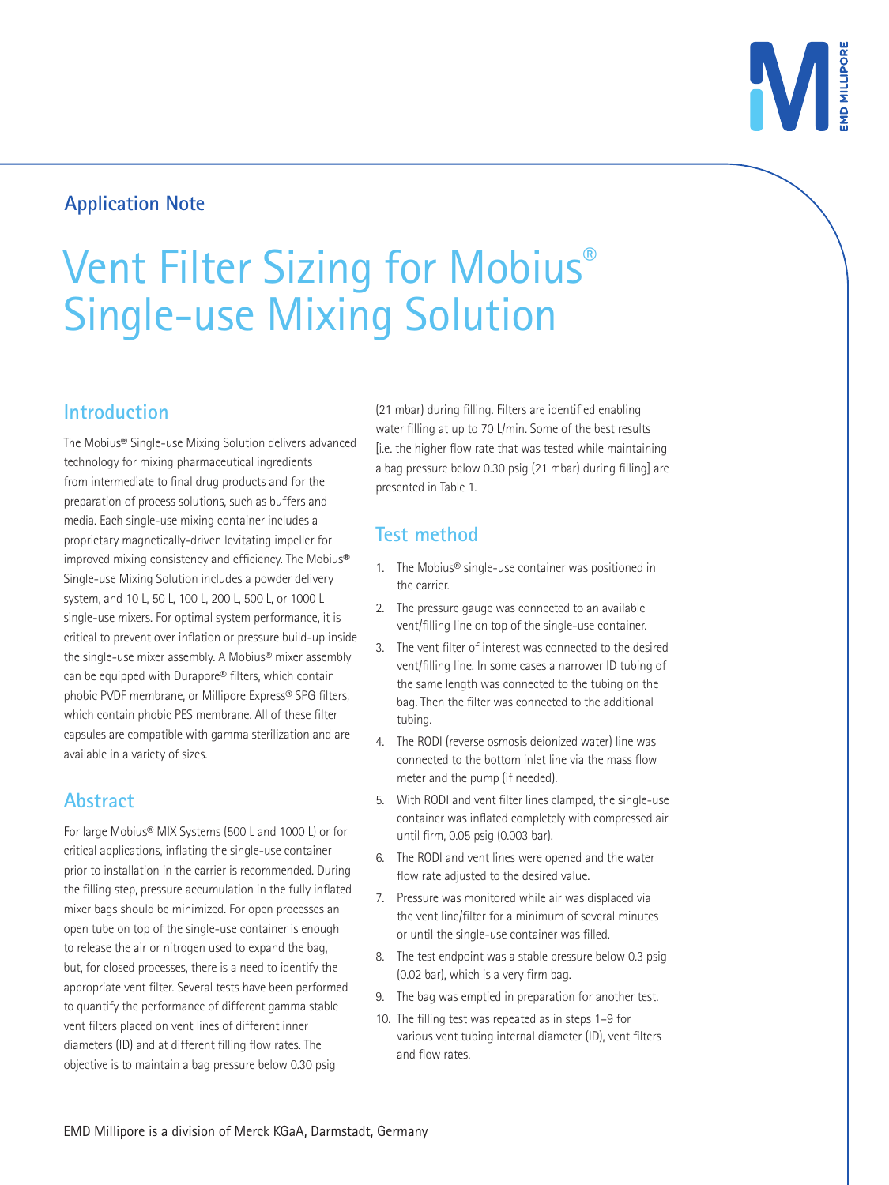## Application Note

# Vent Filter Sizing for Mobius® Single-use Mixing Solution

## Introduction

The Mobius® Single-use Mixing Solution delivers advanced technology for mixing pharmaceutical ingredients from intermediate to final drug products and for the preparation of process solutions, such as buffers and media. Each single-use mixing container includes a proprietary magnetically-driven levitating impeller for improved mixing consistency and efficiency. The Mobius® Single-use Mixing Solution includes a powder delivery system, and 10 L, 50 L, 100 L, 200 L, 500 L, or 1000 L single-use mixers. For optimal system performance, it is critical to prevent over inflation or pressure build-up inside the single-use mixer assembly. A Mobius® mixer assembly can be equipped with Durapore® filters, which contain phobic PVDF membrane, or Millipore Express® SPG filters, which contain phobic PES membrane. All of these filter capsules are compatible with gamma sterilization and are available in a variety of sizes.

## Abstract

For large Mobius® MIX Systems (500 L and 1000 L) or for critical applications, inflating the single-use container prior to installation in the carrier is recommended. During the filling step, pressure accumulation in the fully inflated mixer bags should be minimized. For open processes an open tube on top of the single-use container is enough to release the air or nitrogen used to expand the bag, but, for closed processes, there is a need to identify the appropriate vent filter. Several tests have been performed to quantify the performance of different gamma stable vent filters placed on vent lines of different inner diameters (ID) and at different filling flow rates. The objective is to maintain a bag pressure below 0.30 psig (21 mbar) during filling. Filters are identified enabling water filling at up to 70 L/min. Some of the best results [i.e. the higher flow rate that was tested while maintaining a bag pressure below 0.30 psig (21 mbar) during filling] are presented in Table 1.

## Test method

1. The Mobius® single-use container was positioned in the carrier.
2. The pressure gauge was connected to an available vent/filling line on top of the single-use container.
3. The vent filter of interest was connected to the desired vent/filling line. In some cases a narrower ID tubing of the same length was connected to the tubing on the bag. Then the filter was connected to the additional tubing.
4. The RODI (reverse osmosis deionized water) line was connected to the bottom inlet line via the mass flow meter and the pump (if needed).
5. With RODI and vent filter lines clamped, the single-use container was inflated completely with compressed air until firm, 0.05 psig (0.003 bar).
6. The RODI and vent lines were opened and the water flow rate adjusted to the desired value.
7. Pressure was monitored while air was displaced via the vent line/filter for a minimum of several minutes or until the single-use container was filled.
8. The test endpoint was a stable pressure below 0.3 psig (0.02 bar), which is a very firm bag.
9. The bag was emptied in preparation for another test.
10. The filling test was repeated as in steps 1–9 for various vent tubing internal diameter (ID), vent filters and flow rates.

EMD Millipore is a division of Merck KGaA, Darmstadt, Germany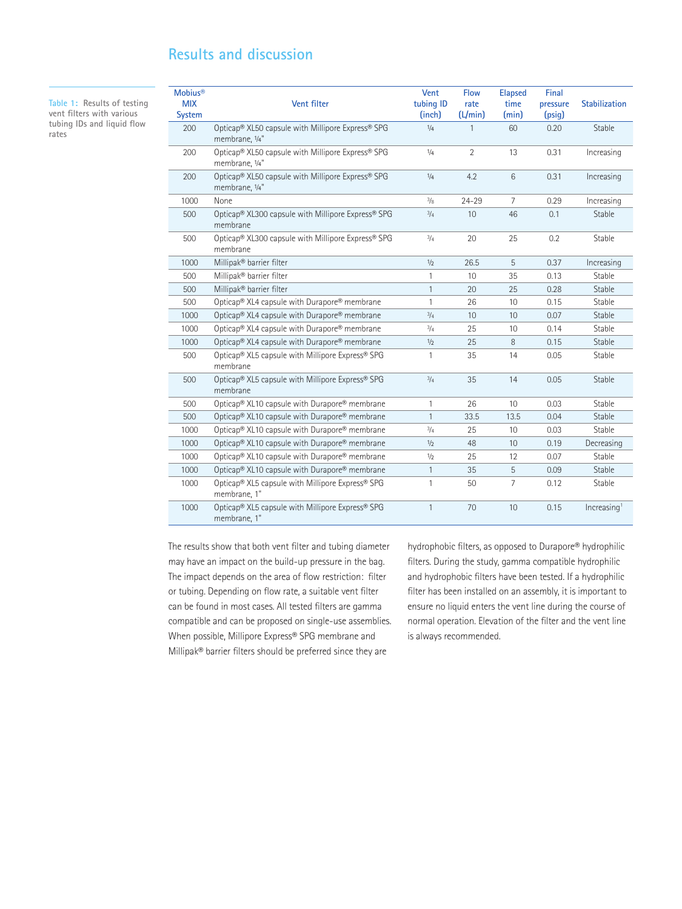## Results and discussion

Table 1: Results of testing vent filters with various tubing IDs and liquid flow rates

| Mobius® MIX System | Vent filter | Vent tubing ID (inch) | Flow rate (L/min) | Elapsed time (min) | Final pressure (psig) | Stabilization |
|---|---|---|---|---|---|---|
| 200 | Opticap® XL50 capsule with Millipore Express® SPG membrane, ¼" | ¼ | 1 | 60 | 0.20 | Stable |
| 200 | Opticap® XL50 capsule with Millipore Express® SPG membrane, ¼" | ¼ | 2 | 13 | 0.31 | Increasing |
| 200 | Opticap® XL50 capsule with Millipore Express® SPG membrane, ¼" | ¼ | 4.2 | 6 | 0.31 | Increasing |
| 1000 | None | ⅜ | 24–29 | 7 | 0.29 | Increasing |
| 500 | Opticap® XL300 capsule with Millipore Express® SPG membrane | ¾ | 10 | 46 | 0.1 | Stable |
| 500 | Opticap® XL300 capsule with Millipore Express® SPG membrane | ¾ | 20 | 25 | 0.2 | Stable |
| 1000 | Millipak® barrier filter | ½ | 26.5 | 5 | 0.37 | Increasing |
| 500 | Millipak® barrier filter | 1 | 10 | 35 | 0.13 | Stable |
| 500 | Millipak® barrier filter | 1 | 20 | 25 | 0.28 | Stable |
| 500 | Opticap® XL4 capsule with Durapore® membrane | 1 | 26 | 10 | 0.15 | Stable |
| 1000 | Opticap® XL4 capsule with Durapore® membrane | ¾ | 10 | 10 | 0.07 | Stable |
| 1000 | Opticap® XL4 capsule with Durapore® membrane | ¾ | 25 | 10 | 0.14 | Stable |
| 1000 | Opticap® XL4 capsule with Durapore® membrane | ½ | 25 | 8 | 0.15 | Stable |
| 500 | Opticap® XL5 capsule with Millipore Express® SPG membrane | 1 | 35 | 14 | 0.05 | Stable |
| 500 | Opticap® XL5 capsule with Millipore Express® SPG membrane | ¾ | 35 | 14 | 0.05 | Stable |
| 500 | Opticap® XL10 capsule with Durapore® membrane | 1 | 26 | 10 | 0.03 | Stable |
| 500 | Opticap® XL10 capsule with Durapore® membrane | 1 | 33.5 | 13.5 | 0.04 | Stable |
| 1000 | Opticap® XL10 capsule with Durapore® membrane | ¾ | 25 | 10 | 0.03 | Stable |
| 1000 | Opticap® XL10 capsule with Durapore® membrane | ½ | 48 | 10 | 0.19 | Decreasing |
| 1000 | Opticap® XL10 capsule with Durapore® membrane | ½ | 25 | 12 | 0.07 | Stable |
| 1000 | Opticap® XL10 capsule with Durapore® membrane | 1 | 35 | 5 | 0.09 | Stable |
| 1000 | Opticap® XL5 capsule with Millipore Express® SPG membrane, 1" | 1 | 50 | 7 | 0.12 | Stable |
| 1000 | Opticap® XL5 capsule with Millipore Express® SPG membrane, 1" | 1 | 70 | 10 | 0.15 | Increasing[1] |

The results show that both vent filter and tubing diameter may have an impact on the build-up pressure in the bag. The impact depends on the area of flow restriction: filter or tubing. Depending on flow rate, a suitable vent filter can be found in most cases. All tested filters are gamma compatible and can be proposed on single-use assemblies. When possible, Millipore Express® SPG membrane and Millipak® barrier filters should be preferred since they are hydrophobic filters, as opposed to Durapore® hydrophilic filters. During the study, gamma compatible hydrophilic and hydrophobic filters have been tested. If a hydrophilic filter has been installed on an assembly, it is important to ensure no liquid enters the vent line during the course of normal operation. Elevation of the filter and the vent line is always recommended.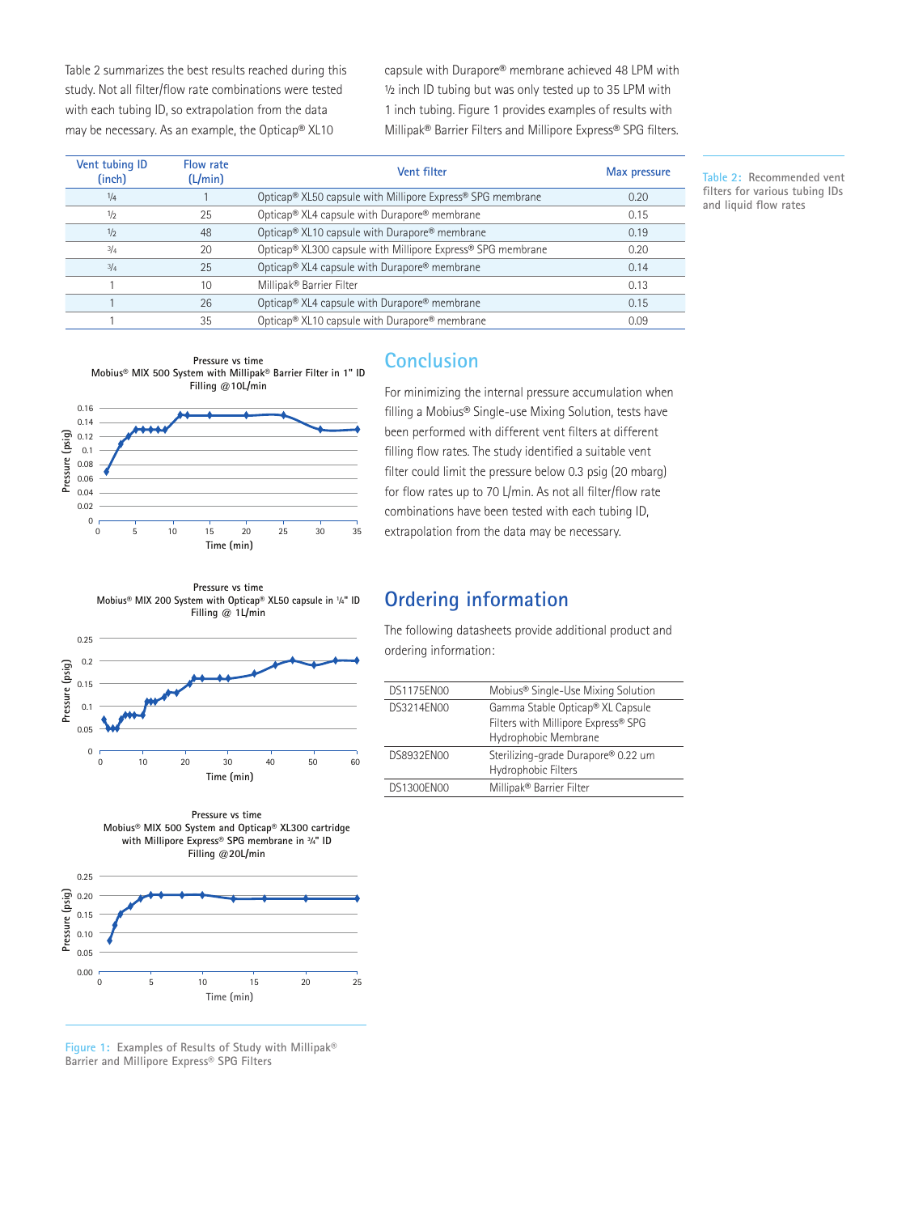Table 2 summarizes the best results reached during this study. Not all filter/flow rate combinations were tested with each tubing ID, so extrapolation from the data may be necessary. As an example, the Opticap® XL10 capsule with Durapore® membrane achieved 48 LPM with ½ inch ID tubing but was only tested up to 35 LPM with 1 inch tubing. Figure 1 provides examples of results with Millipak® Barrier Filters and Millipore Express® SPG filters.

| Vent tubing ID (inch) | Flow rate (L/min) | Vent filter | Max pressure |
|---|---|---|---|
| ¼ | 1 | Opticap® XL50 capsule with Millipore Express® SPG membrane | 0.20 |
| ½ | 25 | Opticap® XL4 capsule with Durapore® membrane | 0.15 |
| ½ | 48 | Opticap® XL10 capsule with Durapore® membrane | 0.19 |
| ¾ | 20 | Opticap® XL300 capsule with Millipore Express® SPG membrane | 0.20 |
| ¾ | 25 | Opticap® XL4 capsule with Durapore® membrane | 0.14 |
| 1 | 10 | Millipak® Barrier Filter | 0.13 |
| 1 | 26 | Opticap® XL4 capsule with Durapore® membrane | 0.15 |
| 1 | 35 | Opticap® XL10 capsule with Durapore® membrane | 0.09 |

Table 2: Recommended vent filters for various tubing IDs and liquid flow rates

Figure 1: Examples of Results of Study with Millipak® Barrier and Millipore Express® SPG Filters

## Conclusion

For minimizing the internal pressure accumulation when filling a Mobius® Single-use Mixing Solution, tests have been performed with different vent filters at different filling flow rates. The study identified a suitable vent filter could limit the pressure below 0.3 psig (20 mbarg) for flow rates up to 70 L/min. As not all filter/flow rate combinations have been tested with each tubing ID, extrapolation from the data may be necessary.

## Ordering information

The following datasheets provide additional product and ordering information:

| | |
|---|---|
| DS1175EN00 | Mobius® Single-Use Mixing Solution |
| DS3214EN00 | Gamma Stable Opticap® XL Capsule Filters with Millipore Express® SPG Hydrophobic Membrane |
| DS8932EN00 | Sterilizing-grade Durapore® 0.22 um Hydrophobic Filters |
| DS1300EN00 | Millipak® Barrier Filter |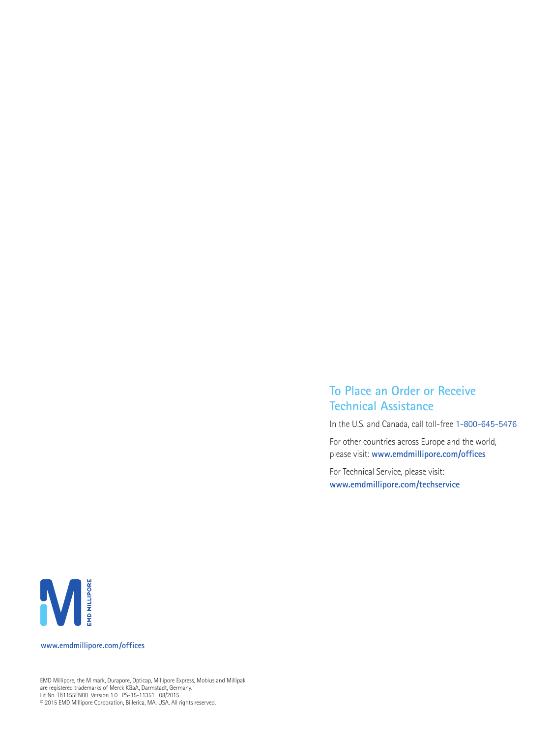## To Place an Order or Receive Technical Assistance

In the U.S. and Canada, call toll-free 1-800-645-5476

For other countries across Europe and the world, please visit: **www.emdmillipore.com/offices**

For Technical Service, please visit:
**www.emdmillipore.com/techservice**

EMD MILLIPORE

**www.emdmillipore.com/offices**

EMD Millipore, the M mark, Durapore, Opticap, Millipore Express, Mobius and Millipak are registered trademarks of Merck KGaA, Darmstadt, Germany.
Lit No. TB1155EN00 Version 1.0 PS-15-11351 08/2015
© 2015 EMD Millipore Corporation, Billerica, MA, USA. All rights reserved.